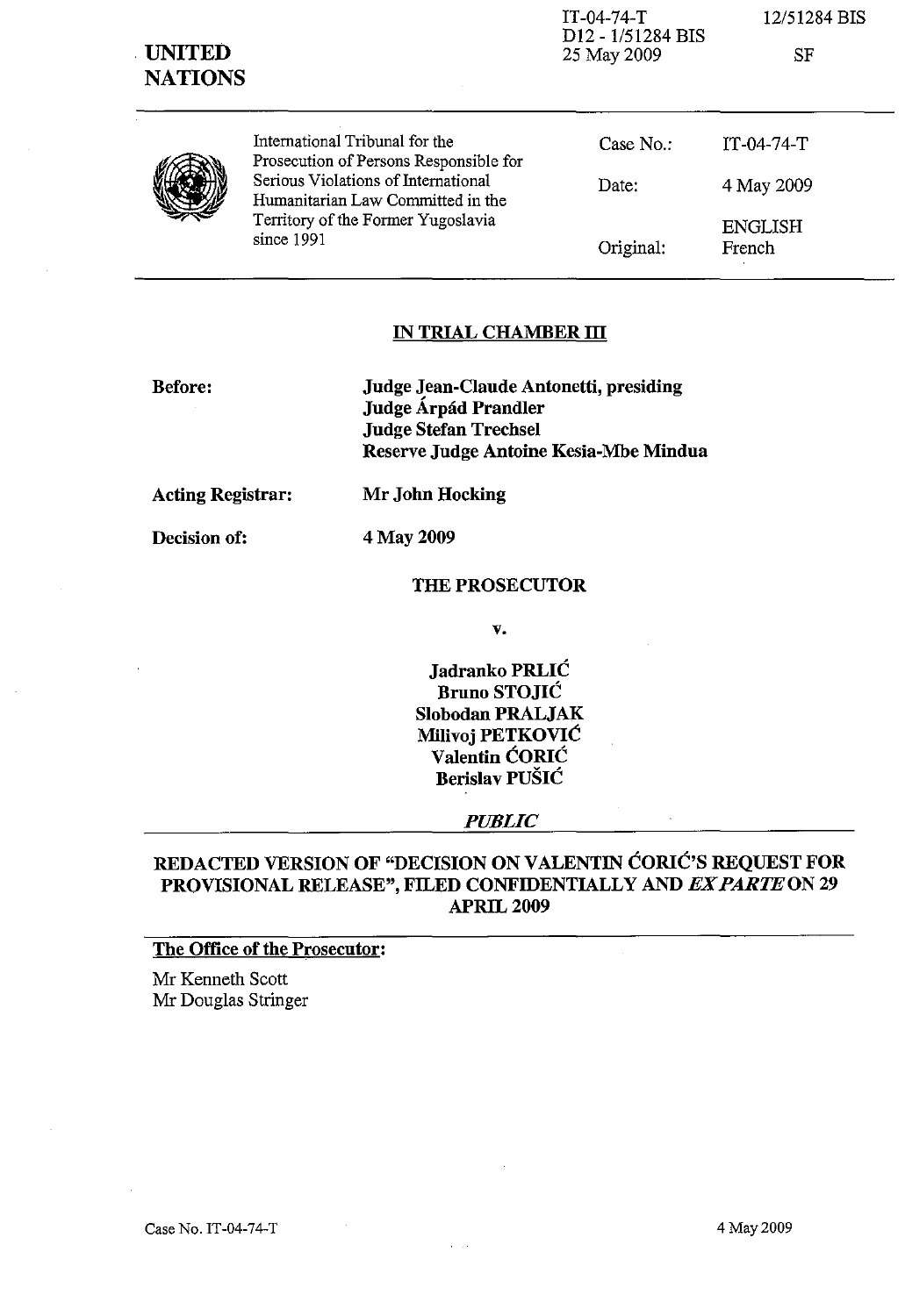IT-04-74-T
D12 - 1/51284 BIS
25 May 2009

12/51284 BIS

SF

**UNITED NATIONS**

International Tribunal for the Prosecution of Persons Responsible for Serious Violations of International Humanitarian Law Committed in the Territory of the Former Yugoslavia since 1991

| | |
|---|---|
| Case No.: | IT-04-74-T |
| Date: | 4 May 2009 |
| Original: | ENGLISH French |

## IN TRIAL CHAMBER III

**Before:** **Judge Jean-Claude Antonetti, presiding**
**Judge Árpád Prandler**
**Judge Stefan Trechsel**
**Reserve Judge Antoine Kesia-Mbe Mindua**

**Acting Registrar:** **Mr John Hocking**

**Decision of:** **4 May 2009**

**THE PROSECUTOR**

**v.**

**Jadranko PRLIĆ**
**Bruno STOJIĆ**
**Slobodan PRALJAK**
**Milivoj PETKOVIĆ**
**Valentin ĆORIĆ**
**Berislav PUŠIĆ**

***PUBLIC***

**REDACTED VERSION OF "DECISION ON VALENTIN ĆORIĆ'S REQUEST FOR PROVISIONAL RELEASE", FILED CONFIDENTIALLY AND *EX PARTE* ON 29 APRIL 2009**

**The Office of the Prosecutor:**

Mr Kenneth Scott
Mr Douglas Stringer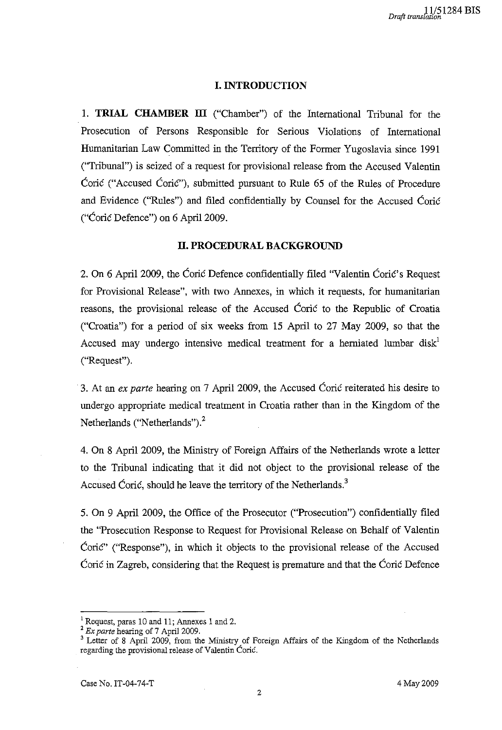## I. INTRODUCTION

1. **TRIAL CHAMBER III** ("Chamber") of the International Tribunal for the Prosecution of Persons Responsible for Serious Violations of International Humanitarian Law Committed in the Territory of the Former Yugoslavia since 1991 ("Tribunal") is seized of a request for provisional release from the Accused Valentin Ćorić ("Accused Ćorić"), submitted pursuant to Rule 65 of the Rules of Procedure and Evidence ("Rules") and filed confidentially by Counsel for the Accused Ćorić ("Ćorić Defence") on 6 April 2009.

## II. PROCEDURAL BACKGROUND

2. On 6 April 2009, the Ćorić Defence confidentially filed "Valentin Ćorić's Request for Provisional Release", with two Annexes, in which it requests, for humanitarian reasons, the provisional release of the Accused Ćorić to the Republic of Croatia ("Croatia") for a period of six weeks from 15 April to 27 May 2009, so that the Accused may undergo intensive medical treatment for a herniated lumbar disk[1] ("Request").

3. At an *ex parte* hearing on 7 April 2009, the Accused Ćorić reiterated his desire to undergo appropriate medical treatment in Croatia rather than in the Kingdom of the Netherlands ("Netherlands").[2]

4. On 8 April 2009, the Ministry of Foreign Affairs of the Netherlands wrote a letter to the Tribunal indicating that it did not object to the provisional release of the Accused Ćorić, should he leave the territory of the Netherlands.[3]

5. On 9 April 2009, the Office of the Prosecutor ("Prosecution") confidentially filed the "Prosecution Response to Request for Provisional Release on Behalf of Valentin Ćorić" ("Response"), in which it objects to the provisional release of the Accused Ćorić in Zagreb, considering that the Request is premature and that the Ćorić Defence

---

[1] Request, paras 10 and 11; Annexes 1 and 2.

[2] *Ex parte* hearing of 7 April 2009.

[3] Letter of 8 April 2009, from the Ministry of Foreign Affairs of the Kingdom of the Netherlands regarding the provisional release of Valentin Ćorić.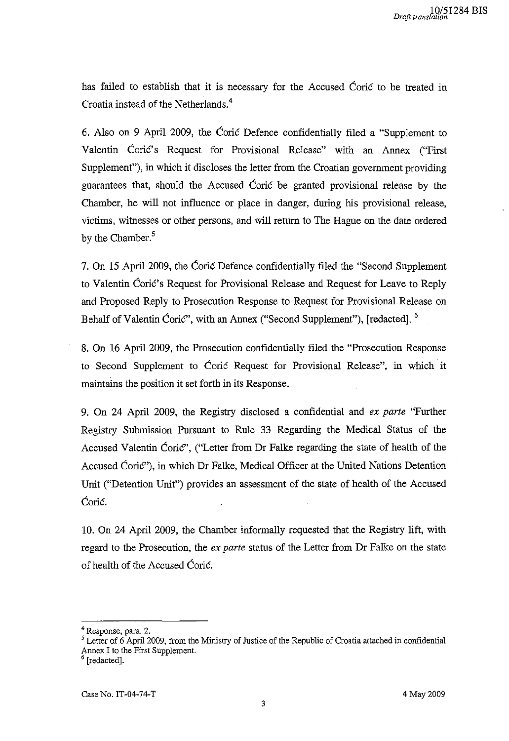has failed to establish that it is necessary for the Accused Ćorić to be treated in Croatia instead of the Netherlands.[4]

6. Also on 9 April 2009, the Ćorić Defence confidentially filed a "Supplement to Valentin Ćorić's Request for Provisional Release" with an Annex ("First Supplement"), in which it discloses the letter from the Croatian government providing guarantees that, should the Accused Ćorić be granted provisional release by the Chamber, he will not influence or place in danger, during his provisional release, victims, witnesses or other persons, and will return to The Hague on the date ordered by the Chamber.[5]

7. On 15 April 2009, the Ćorić Defence confidentially filed the "Second Supplement to Valentin Ćorić's Request for Provisional Release and Request for Leave to Reply and Proposed Reply to Prosecution Response to Request for Provisional Release on Behalf of Valentin Ćorić", with an Annex ("Second Supplement"), [redacted]. [6]

8. On 16 April 2009, the Prosecution confidentially filed the "Prosecution Response to Second Supplement to Ćorić Request for Provisional Release", in which it maintains the position it set forth in its Response.

9. On 24 April 2009, the Registry disclosed a confidential and *ex parte* "Further Registry Submission Pursuant to Rule 33 Regarding the Medical Status of the Accused Valentin Ćorić", ("Letter from Dr Falke regarding the state of health of the Accused Ćorić"), in which Dr Falke, Medical Officer at the United Nations Detention Unit ("Detention Unit") provides an assessment of the state of health of the Accused Ćorić.

10. On 24 April 2009, the Chamber informally requested that the Registry lift, with regard to the Prosecution, the *ex parte* status of the Letter from Dr Falke on the state of health of the Accused Ćorić.

---

[4] Response, para. 2.

[5] Letter of 6 April 2009, from the Ministry of Justice of the Republic of Croatia attached in confidential Annex I to the First Supplement.

[6] [redacted].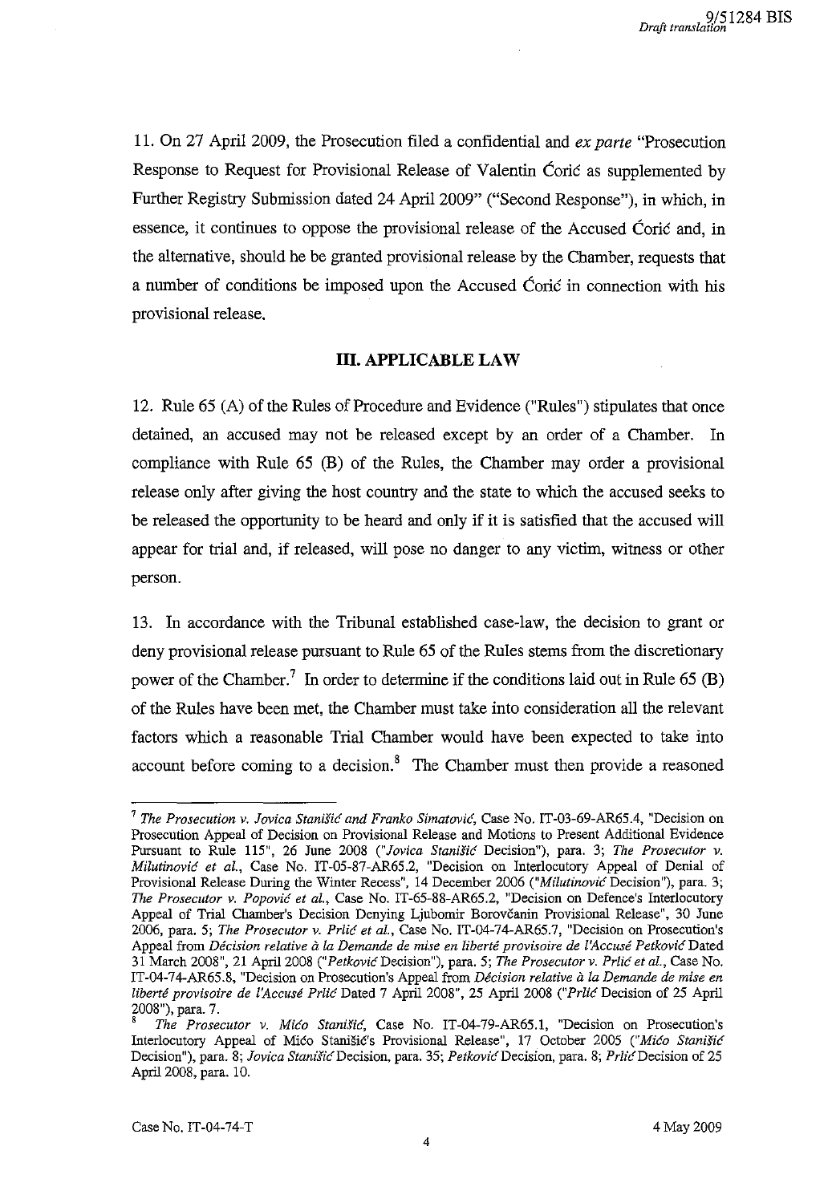11. On 27 April 2009, the Prosecution filed a confidential and *ex parte* "Prosecution Response to Request for Provisional Release of Valentin Ćorić as supplemented by Further Registry Submission dated 24 April 2009" ("Second Response"), in which, in essence, it continues to oppose the provisional release of the Accused Ćorić and, in the alternative, should he be granted provisional release by the Chamber, requests that a number of conditions be imposed upon the Accused Ćorić in connection with his provisional release.

## III. APPLICABLE LAW

12. Rule 65 (A) of the Rules of Procedure and Evidence ("Rules") stipulates that once detained, an accused may not be released except by an order of a Chamber. In compliance with Rule 65 (B) of the Rules, the Chamber may order a provisional release only after giving the host country and the state to which the accused seeks to be released the opportunity to be heard and only if it is satisfied that the accused will appear for trial and, if released, will pose no danger to any victim, witness or other person.

13. In accordance with the Tribunal established case-law, the decision to grant or deny provisional release pursuant to Rule 65 of the Rules stems from the discretionary power of the Chamber.[7] In order to determine if the conditions laid out in Rule 65 (B) of the Rules have been met, the Chamber must take into consideration all the relevant factors which a reasonable Trial Chamber would have been expected to take into account before coming to a decision.[8] The Chamber must then provide a reasoned

---

[7] *The Prosecution v. Jovica Stanišić and Franko Simatović*, Case No. IT-03-69-AR65.4, "Decision on Prosecution Appeal of Decision on Provisional Release and Motions to Present Additional Evidence Pursuant to Rule 115", 26 June 2008 ("*Jovica Stanišić* Decision"), para. 3; *The Prosecutor v. Milutinović et al.*, Case No. IT-05-87-AR65.2, "Decision on Interlocutory Appeal of Denial of Provisional Release During the Winter Recess", 14 December 2006 ("*Milutinović* Decision"), para. 3; *The Prosecutor v. Popović et al.*, Case No. IT-65-88-AR65.2, "Decision on Defence's Interlocutory Appeal of Trial Chamber's Decision Denying Ljubomir Borovčanin Provisional Release", 30 June 2006, para. 5; *The Prosecutor v. Prlić et al.*, Case No. IT-04-74-AR65.7, "Decision on Prosecution's Appeal from *Décision relative à la Demande de mise en liberté provisoire de l'Accusé Petković* Dated 31 March 2008", 21 April 2008 ("*Petković* Decision"), para. 5; *The Prosecutor v. Prlić et al.*, Case No. IT-04-74-AR65.8, "Decision on Prosecution's Appeal from *Décision relative à la Demande de mise en liberté provisoire de l'Accusé Prlić* Dated 7 April 2008", 25 April 2008 ("*Prlić* Decision of 25 April 2008"), para. 7.

[8] *The Prosecutor v. Mićo Stanišić*, Case No. IT-04-79-AR65.1, "Decision on Prosecution's Interlocutory Appeal of Mićo Stanišić's Provisional Release", 17 October 2005 ("*Mićo Stanišić* Decision"), para. 8; *Jovica Stanišić* Decision, para. 35; *Petković* Decision, para. 8; *Prlić* Decision of 25 April 2008, para. 10.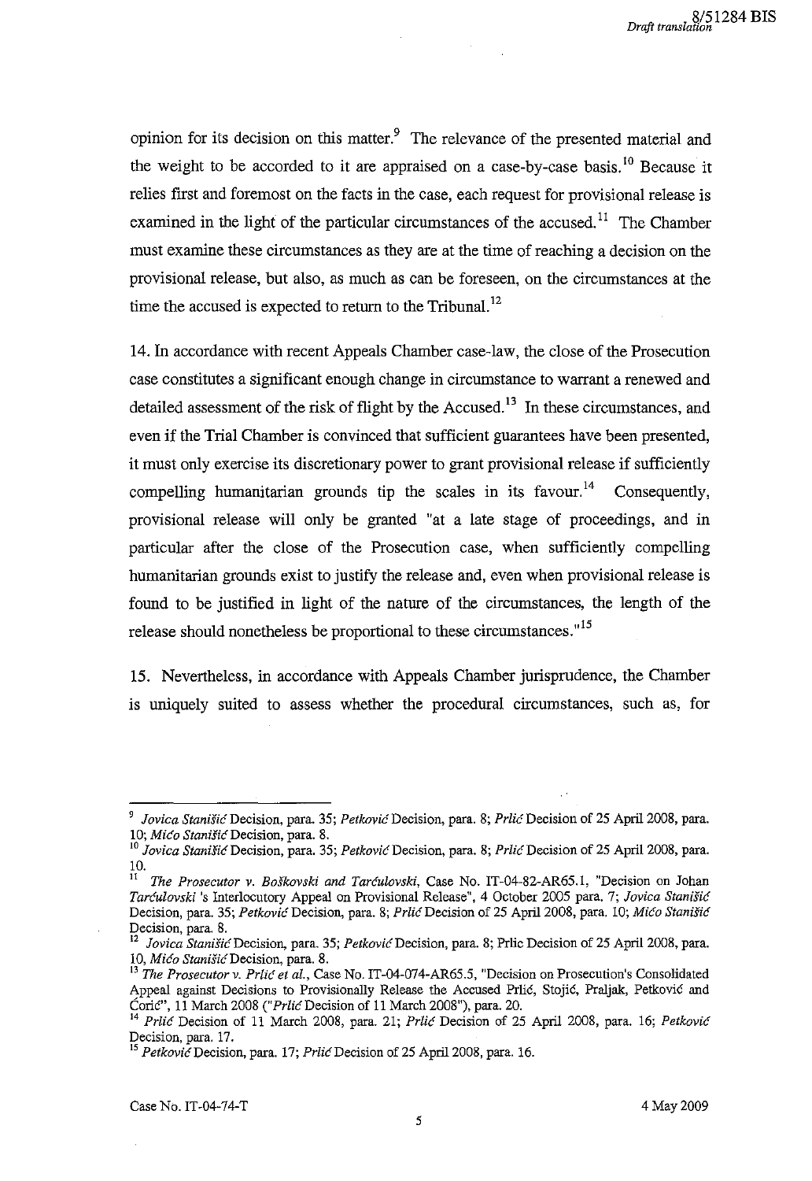opinion for its decision on this matter.[9] The relevance of the presented material and the weight to be accorded to it are appraised on a case-by-case basis.[10] Because it relies first and foremost on the facts in the case, each request for provisional release is examined in the light of the particular circumstances of the accused.[11] The Chamber must examine these circumstances as they are at the time of reaching a decision on the provisional release, but also, as much as can be foreseen, on the circumstances at the time the accused is expected to return to the Tribunal.[12]

14. In accordance with recent Appeals Chamber case-law, the close of the Prosecution case constitutes a significant enough change in circumstance to warrant a renewed and detailed assessment of the risk of flight by the Accused.[13] In these circumstances, and even if the Trial Chamber is convinced that sufficient guarantees have been presented, it must only exercise its discretionary power to grant provisional release if sufficiently compelling humanitarian grounds tip the scales in its favour.[14] Consequently, provisional release will only be granted "at a late stage of proceedings, and in particular after the close of the Prosecution case, when sufficiently compelling humanitarian grounds exist to justify the release and, even when provisional release is found to be justified in light of the nature of the circumstances, the length of the release should nonetheless be proportional to these circumstances."[15]

15. Nevertheless, in accordance with Appeals Chamber jurisprudence, the Chamber is uniquely suited to assess whether the procedural circumstances, such as, for

---

[9] *Jovica Stanišić* Decision, para. 35; *Petković* Decision, para. 8; *Prlić* Decision of 25 April 2008, para. 10; *Mićo Stanišić* Decision, para. 8.

[10] *Jovica Stanišić* Decision, para. 35; *Petković* Decision, para. 8; *Prlić* Decision of 25 April 2008, para. 10.

[11] *The Prosecutor v. Boškovski and Tarčulovski*, Case No. IT-04-82-AR65.1, "Decision on Johan *Tarčulovski* 's Interlocutory Appeal on Provisional Release", 4 October 2005 para. 7; *Jovica Stanišić* Decision, para. 35; *Petković* Decision, para. 8; *Prlić* Decision of 25 April 2008, para. 10; *Mićo Stanišić* Decision, para. 8.

[12] *Jovica Stanišić* Decision, para. 35; *Petković* Decision, para. 8; Prlic Decision of 25 April 2008, para. 10, *Mićo Stanišić* Decision, para. 8.

[13] *The Prosecutor v. Prlić et al.*, Case No. IT-04-074-AR65.5, "Decision on Prosecution's Consolidated Appeal against Decisions to Provisionally Release the Accused Prlić, Stojić, Praljak, Petković and Ćorić", 11 March 2008 ("*Prlić* Decision of 11 March 2008"), para. 20.

[14] *Prlić* Decision of 11 March 2008, para. 21; *Prlić* Decision of 25 April 2008, para. 16; *Petković* Decision, para. 17.

[15] *Petković* Decision, para. 17; *Prlić* Decision of 25 April 2008, para. 16.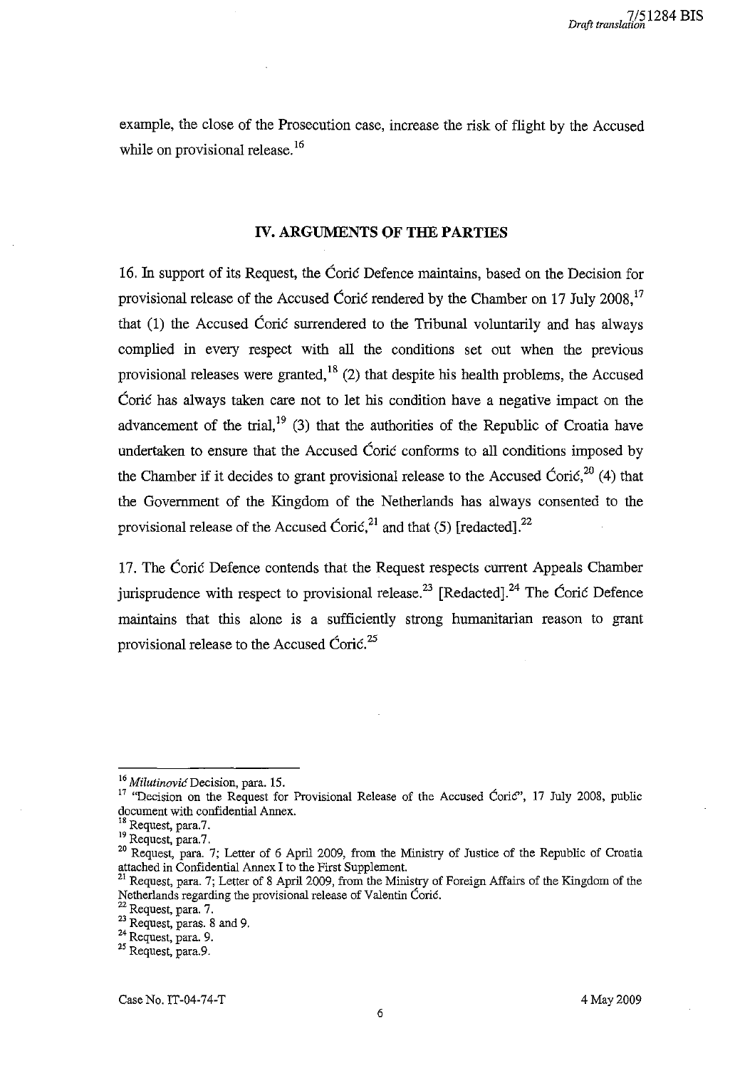example, the close of the Prosecution case, increase the risk of flight by the Accused while on provisional release.[16]

## IV. ARGUMENTS OF THE PARTIES

16. In support of its Request, the Ćorić Defence maintains, based on the Decision for provisional release of the Accused Ćorić rendered by the Chamber on 17 July 2008,[17] that (1) the Accused Ćorić surrendered to the Tribunal voluntarily and has always complied in every respect with all the conditions set out when the previous provisional releases were granted,[18] (2) that despite his health problems, the Accused Ćorić has always taken care not to let his condition have a negative impact on the advancement of the trial,[19] (3) that the authorities of the Republic of Croatia have undertaken to ensure that the Accused Ćorić conforms to all conditions imposed by the Chamber if it decides to grant provisional release to the Accused Ćorić,[20] (4) that the Government of the Kingdom of the Netherlands has always consented to the provisional release of the Accused Ćorić,[21] and that (5) [redacted].[22]

17. The Ćorić Defence contends that the Request respects current Appeals Chamber jurisprudence with respect to provisional release.[23] [Redacted].[24] The Ćorić Defence maintains that this alone is a sufficiently strong humanitarian reason to grant provisional release to the Accused Ćorić.[25]

---

[16] *Milutinović* Decision, para. 15.

[17] "Decision on the Request for Provisional Release of the Accused Ćorić", 17 July 2008, public document with confidential Annex.

[18] Request, para.7.

[19] Request, para.7.

[20] Request, para. 7; Letter of 6 April 2009, from the Ministry of Justice of the Republic of Croatia attached in Confidential Annex I to the First Supplement.

[21] Request, para. 7; Letter of 8 April 2009, from the Ministry of Foreign Affairs of the Kingdom of the Netherlands regarding the provisional release of Valentin Ćorić.

[22] Request, para. 7.

[23] Request, paras. 8 and 9.

[24] Request, para. 9.

[25] Request, para.9.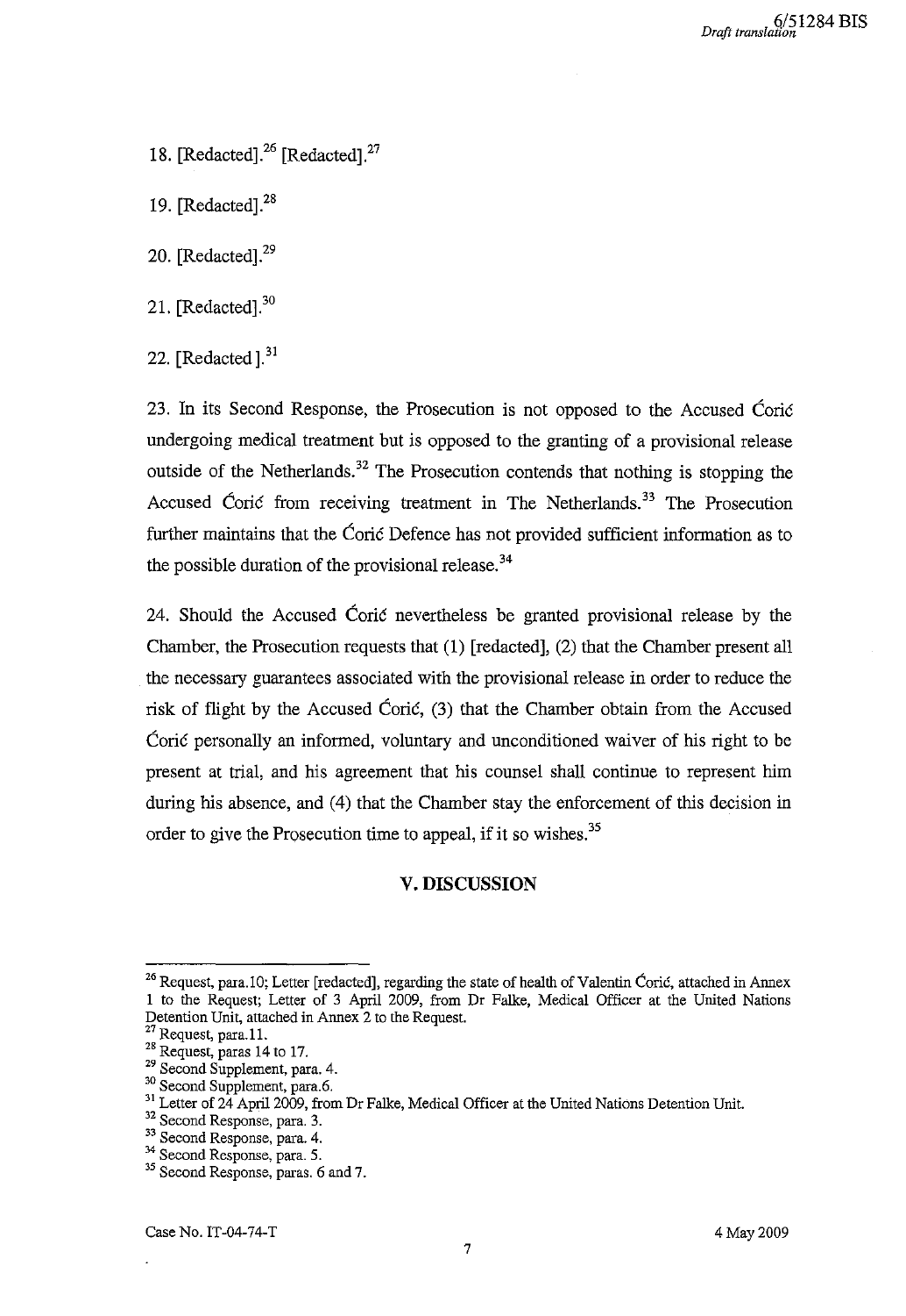18. [Redacted].[26] [Redacted].[27]

19. [Redacted].[28]

20. [Redacted].[29]

21. [Redacted].[30]

22. [Redacted ].[31]

23. In its Second Response, the Prosecution is not opposed to the Accused Ćorić undergoing medical treatment but is opposed to the granting of a provisional release outside of the Netherlands.[32] The Prosecution contends that nothing is stopping the Accused Ćorić from receiving treatment in The Netherlands.[33] The Prosecution further maintains that the Ćorić Defence has not provided sufficient information as to the possible duration of the provisional release.[34]

24. Should the Accused Ćorić nevertheless be granted provisional release by the Chamber, the Prosecution requests that (1) [redacted], (2) that the Chamber present all the necessary guarantees associated with the provisional release in order to reduce the risk of flight by the Accused Ćorić, (3) that the Chamber obtain from the Accused Ćorić personally an informed, voluntary and unconditioned waiver of his right to be present at trial, and his agreement that his counsel shall continue to represent him during his absence, and (4) that the Chamber stay the enforcement of this decision in order to give the Prosecution time to appeal, if it so wishes.[35]

## V. DISCUSSION

---

[26] Request, para.10; Letter [redacted], regarding the state of health of Valentin Ćorić, attached in Annex 1 to the Request; Letter of 3 April 2009, from Dr Falke, Medical Officer at the United Nations Detention Unit, attached in Annex 2 to the Request.

[27] Request, para.11.

[28] Request, paras 14 to 17.

[29] Second Supplement, para. 4.

[30] Second Supplement, para.6.

[31] Letter of 24 April 2009, from Dr Falke, Medical Officer at the United Nations Detention Unit.

[32] Second Response, para. 3.

[33] Second Response, para. 4.

[34] Second Response, para. 5.

[35] Second Response, paras. 6 and 7.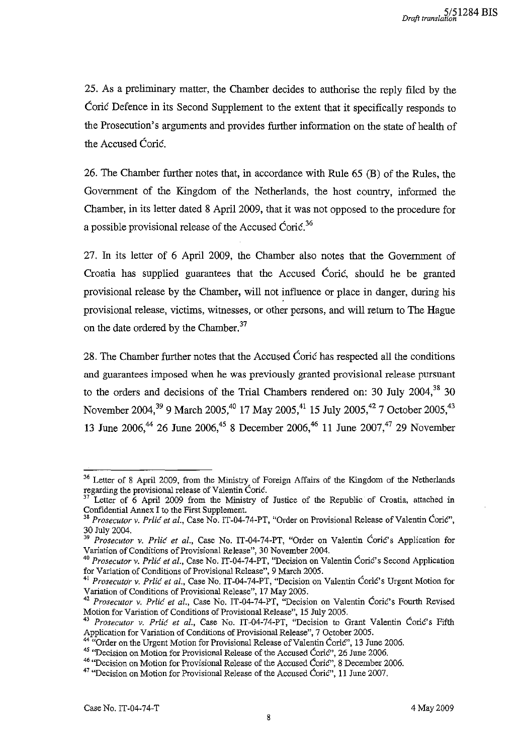25. As a preliminary matter, the Chamber decides to authorise the reply filed by the Ćorić Defence in its Second Supplement to the extent that it specifically responds to the Prosecution's arguments and provides further information on the state of health of the Accused Ćorić.

26. The Chamber further notes that, in accordance with Rule 65 (B) of the Rules, the Government of the Kingdom of the Netherlands, the host country, informed the Chamber, in its letter dated 8 April 2009, that it was not opposed to the procedure for a possible provisional release of the Accused Ćorić.[36]

27. In its letter of 6 April 2009, the Chamber also notes that the Government of Croatia has supplied guarantees that the Accused Ćorić, should he be granted provisional release by the Chamber, will not influence or place in danger, during his provisional release, victims, witnesses, or other persons, and will return to The Hague on the date ordered by the Chamber.[37]

28. The Chamber further notes that the Accused Ćorić has respected all the conditions and guarantees imposed when he was previously granted provisional release pursuant to the orders and decisions of the Trial Chambers rendered on: 30 July 2004,[38] 30 November 2004,[39] 9 March 2005,[40] 17 May 2005,[41] 15 July 2005,[42] 7 October 2005,[43] 13 June 2006,[44] 26 June 2006,[45] 8 December 2006,[46] 11 June 2007,[47] 29 November

---

[36] Letter of 8 April 2009, from the Ministry of Foreign Affairs of the Kingdom of the Netherlands regarding the provisional release of Valentin Ćorić.

[37] Letter of 6 April 2009 from the Ministry of Justice of the Republic of Croatia, attached in Confidential Annex I to the First Supplement.

[38] *Prosecutor v. Prlić et al.*, Case No. IT-04-74-PT, "Order on Provisional Release of Valentin Ćorić", 30 July 2004.

[39] *Prosecutor v. Prlić et al.*, Case No. IT-04-74-PT, "Order on Valentin Ćorić's Application for Variation of Conditions of Provisional Release", 30 November 2004.

[40] *Prosecutor v. Prlić et al.*, Case No. IT-04-74-PT, "Decision on Valentin Ćorić's Second Application for Variation of Conditions of Provisional Release", 9 March 2005.

[41] *Prosecutor v. Prlić et al.*, Case No. IT-04-74-PT, "Decision on Valentin Ćorić's Urgent Motion for Variation of Conditions of Provisional Release", 17 May 2005.

[42] *Prosecutor v. Prlić et al.*, Case No. IT-04-74-PT, "Decision on Valentin Ćorić's Fourth Revised Motion for Variation of Conditions of Provisional Release", 15 July 2005.

[43] *Prosecutor v. Prlić et al.*, Case No. IT-04-74-PT, "Decision to Grant Valentin Ćorić's Fifth Application for Variation of Conditions of Provisional Release", 7 October 2005.

[44] "Order on the Urgent Motion for Provisional Release of Valentin Ćorić", 13 June 2006.

[45] "Decision on Motion for Provisional Release of the Accused Ćorić", 26 June 2006.

[46] "Decision on Motion for Provisional Release of the Accused Ćorić", 8 December 2006.

[47] "Decision on Motion for Provisional Release of the Accused Ćorić", 11 June 2007.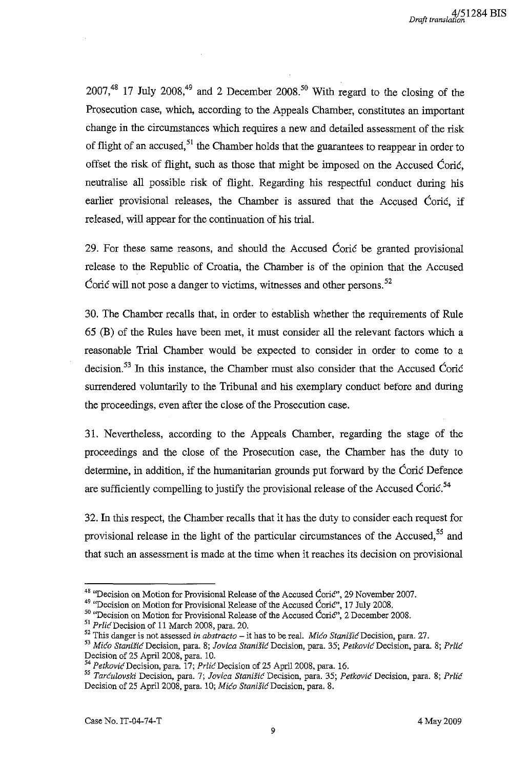2007,[48] 17 July 2008,[49] and 2 December 2008.[50] With regard to the closing of the Prosecution case, which, according to the Appeals Chamber, constitutes an important change in the circumstances which requires a new and detailed assessment of the risk of flight of an accused,[51] the Chamber holds that the guarantees to reappear in order to offset the risk of flight, such as those that might be imposed on the Accused Ćorić, neutralise all possible risk of flight. Regarding his respectful conduct during his earlier provisional releases, the Chamber is assured that the Accused Ćorić, if released, will appear for the continuation of his trial.

29. For these same reasons, and should the Accused Ćorić be granted provisional release to the Republic of Croatia, the Chamber is of the opinion that the Accused Ćorić will not pose a danger to victims, witnesses and other persons.[52]

30. The Chamber recalls that, in order to establish whether the requirements of Rule 65 (B) of the Rules have been met, it must consider all the relevant factors which a reasonable Trial Chamber would be expected to consider in order to come to a decision.[53] In this instance, the Chamber must also consider that the Accused Ćorić surrendered voluntarily to the Tribunal and his exemplary conduct before and during the proceedings, even after the close of the Prosecution case.

31. Nevertheless, according to the Appeals Chamber, regarding the stage of the proceedings and the close of the Prosecution case, the Chamber has the duty to determine, in addition, if the humanitarian grounds put forward by the Ćorić Defence are sufficiently compelling to justify the provisional release of the Accused Ćorić.[54]

32. In this respect, the Chamber recalls that it has the duty to consider each request for provisional release in the light of the particular circumstances of the Accused,[55] and that such an assessment is made at the time when it reaches its decision on provisional

---

[48] "Decision on Motion for Provisional Release of the Accused Ćorić", 29 November 2007.

[49] "Decision on Motion for Provisional Release of the Accused Ćorić", 17 July 2008.

[50] "Decision on Motion for Provisional Release of the Accused Ćorić", 2 December 2008.

[51] *Prlić* Decision of 11 March 2008, para. 20.

[52] This danger is not assessed *in abstracto* – it has to be real. *Mićo Stanišić* Decision, para. 27.

[53] *Mićo Stanišić* Decision, para. 8; *Jovica Stanišić* Decision, para. 35; *Petković* Decision, para. 8; *Prlić* Decision of 25 April 2008, para. 10.

[54] *Petković* Decision, para. 17; *Prlić* Decision of 25 April 2008, para. 16.

[55] *Tarčulovski* Decision, para. 7; *Jovica Stanišić* Decision, para. 35; *Petković* Decision, para. 8; *Prlić* Decision of 25 April 2008, para. 10; *Mićo Stanišić* Decision, para. 8.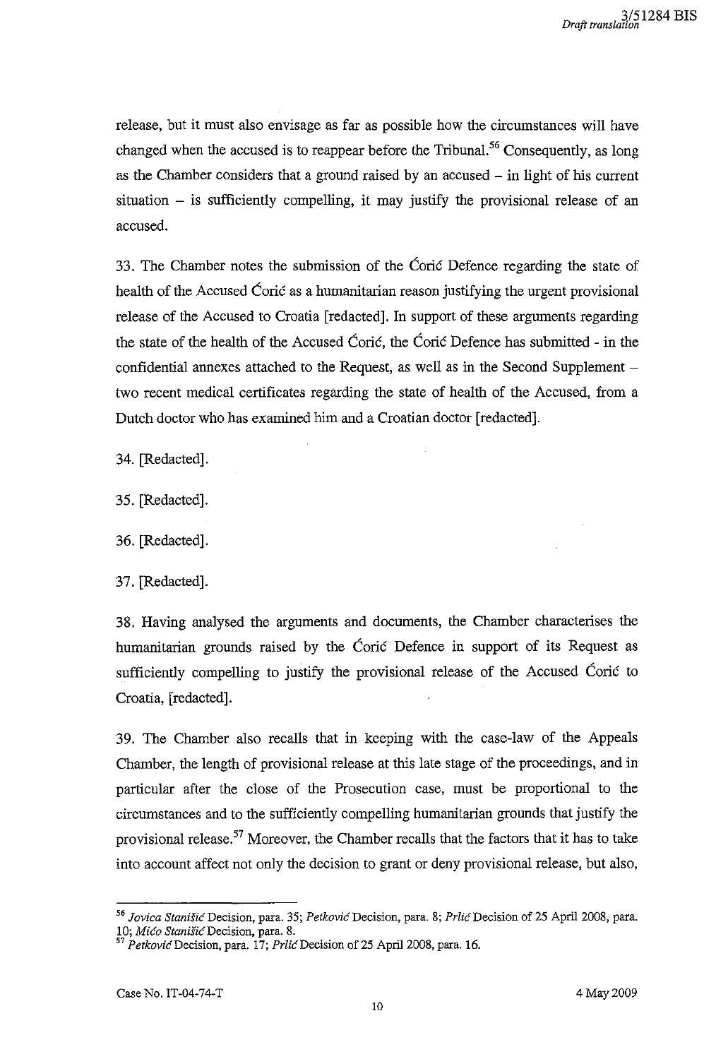release, but it must also envisage as far as possible how the circumstances will have changed when the accused is to reappear before the Tribunal.[56] Consequently, as long as the Chamber considers that a ground raised by an accused – in light of his current situation – is sufficiently compelling, it may justify the provisional release of an accused.

33. The Chamber notes the submission of the Ćorić Defence regarding the state of health of the Accused Ćorić as a humanitarian reason justifying the urgent provisional release of the Accused to Croatia [redacted]. In support of these arguments regarding the state of the health of the Accused Ćorić, the Ćorić Defence has submitted - in the confidential annexes attached to the Request, as well as in the Second Supplement – two recent medical certificates regarding the state of health of the Accused, from a Dutch doctor who has examined him and a Croatian doctor [redacted].

34. [Redacted].

35. [Redacted].

36. [Redacted].

37. [Redacted].

38. Having analysed the arguments and documents, the Chamber characterises the humanitarian grounds raised by the Ćorić Defence in support of its Request as sufficiently compelling to justify the provisional release of the Accused Ćorić to Croatia, [redacted].

39. The Chamber also recalls that in keeping with the case-law of the Appeals Chamber, the length of provisional release at this late stage of the proceedings, and in particular after the close of the Prosecution case, must be proportional to the circumstances and to the sufficiently compelling humanitarian grounds that justify the provisional release.[57] Moreover, the Chamber recalls that the factors that it has to take into account affect not only the decision to grant or deny provisional release, but also,

---

[56] *Jovica Stanišić* Decision, para. 35; *Petković* Decision, para. 8; *Prlić* Decision of 25 April 2008, para. 10; *Mićo Stanišić* Decision, para. 8.

[57] *Petković* Decision, para. 17; *Prlić* Decision of 25 April 2008, para. 16.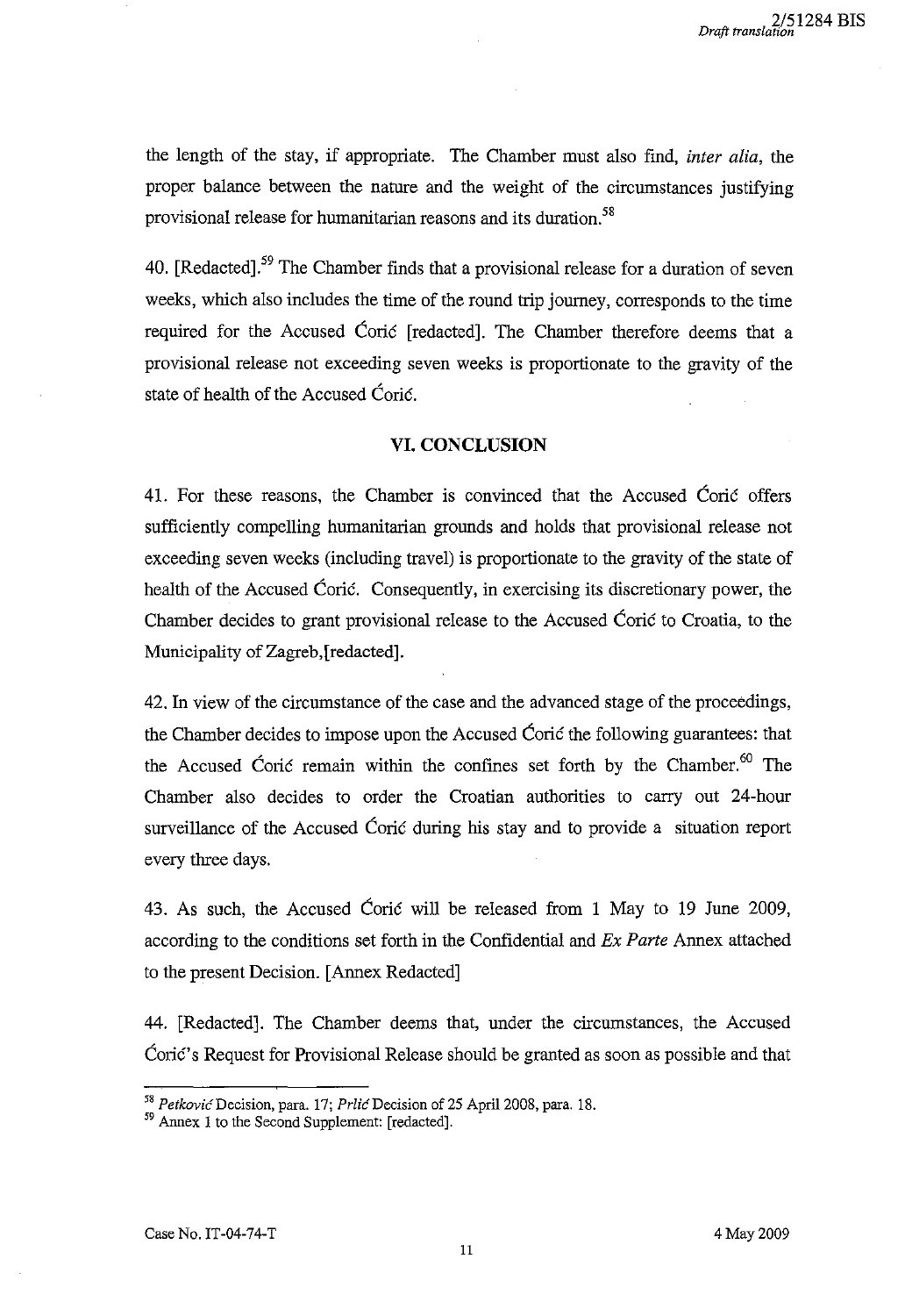the length of the stay, if appropriate. The Chamber must also find, *inter alia*, the proper balance between the nature and the weight of the circumstances justifying provisional release for humanitarian reasons and its duration.[58]

40. [Redacted].[59] The Chamber finds that a provisional release for a duration of seven weeks, which also includes the time of the round trip journey, corresponds to the time required for the Accused Ćorić [redacted]. The Chamber therefore deems that a provisional release not exceeding seven weeks is proportionate to the gravity of the state of health of the Accused Ćorić.

## VI. CONCLUSION

41. For these reasons, the Chamber is convinced that the Accused Ćorić offers sufficiently compelling humanitarian grounds and holds that provisional release not exceeding seven weeks (including travel) is proportionate to the gravity of the state of health of the Accused Ćorić. Consequently, in exercising its discretionary power, the Chamber decides to grant provisional release to the Accused Ćorić to Croatia, to the Municipality of Zagreb,[redacted].

42. In view of the circumstance of the case and the advanced stage of the proceedings, the Chamber decides to impose upon the Accused Ćorić the following guarantees: that the Accused Ćorić remain within the confines set forth by the Chamber.[60] The Chamber also decides to order the Croatian authorities to carry out 24-hour surveillance of the Accused Ćorić during his stay and to provide a situation report every three days.

43. As such, the Accused Ćorić will be released from 1 May to 19 June 2009, according to the conditions set forth in the Confidential and *Ex Parte* Annex attached to the present Decision. [Annex Redacted]

44. [Redacted]. The Chamber deems that, under the circumstances, the Accused Ćorić's Request for Provisional Release should be granted as soon as possible and that

---

[58] *Petković* Decision, para. 17; *Prlić* Decision of 25 April 2008, para. 18.

[59] Annex 1 to the Second Supplement: [redacted].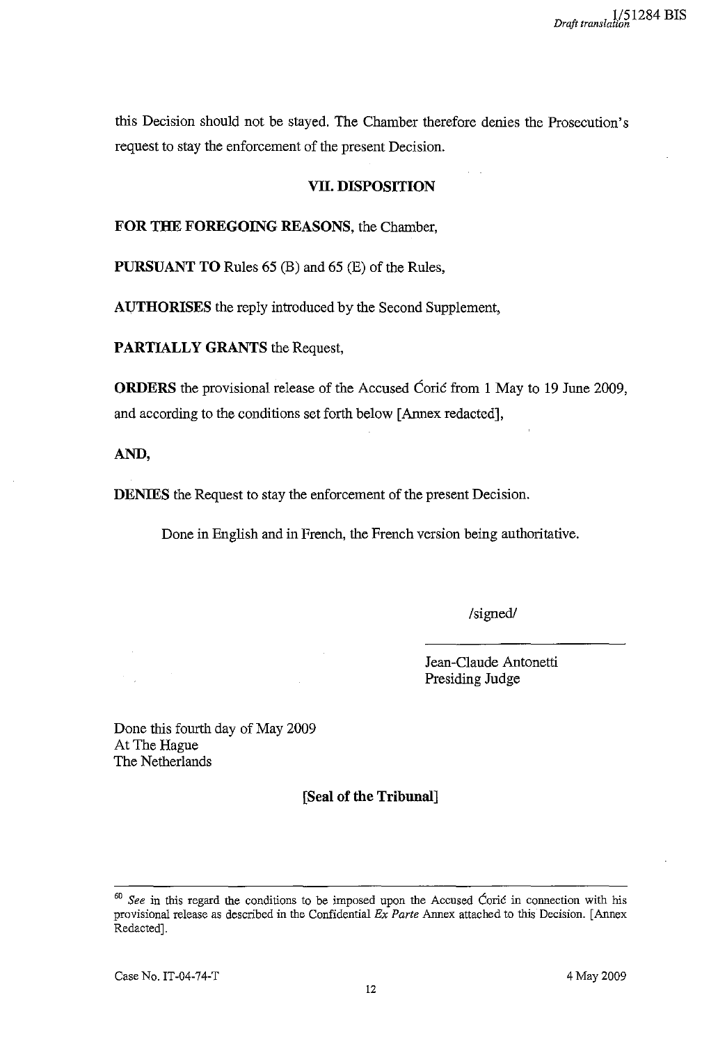this Decision should not be stayed. The Chamber therefore denies the Prosecution's request to stay the enforcement of the present Decision.

## VII. DISPOSITION

**FOR THE FOREGOING REASONS**, the Chamber,

**PURSUANT TO** Rules 65 (B) and 65 (E) of the Rules,

**AUTHORISES** the reply introduced by the Second Supplement,

**PARTIALLY GRANTS** the Request,

**ORDERS** the provisional release of the Accused Ćorić from 1 May to 19 June 2009, and according to the conditions set forth below [Annex redacted],

**AND,**

**DENIES** the Request to stay the enforcement of the present Decision.

Done in English and in French, the French version being authoritative.

/signed/

Jean-Claude Antonetti
Presiding Judge

Done this fourth day of May 2009
At The Hague
The Netherlands

**[Seal of the Tribunal]**

---

[60] *See* in this regard the conditions to be imposed upon the Accused Ćorić in connection with his provisional release as described in the Confidential *Ex Parte* Annex attached to this Decision. [Annex Redacted].